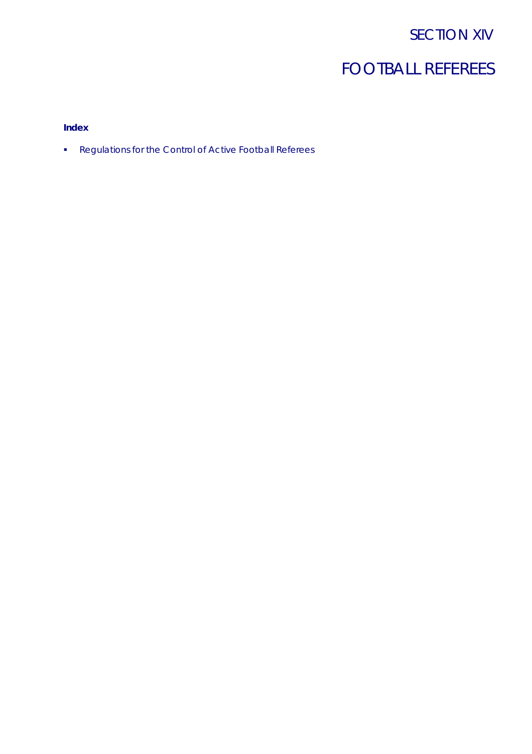# SECTION XIV

# FOOTBALL REFEREES

**Index**

- Regulations for the Control of Active Football Referees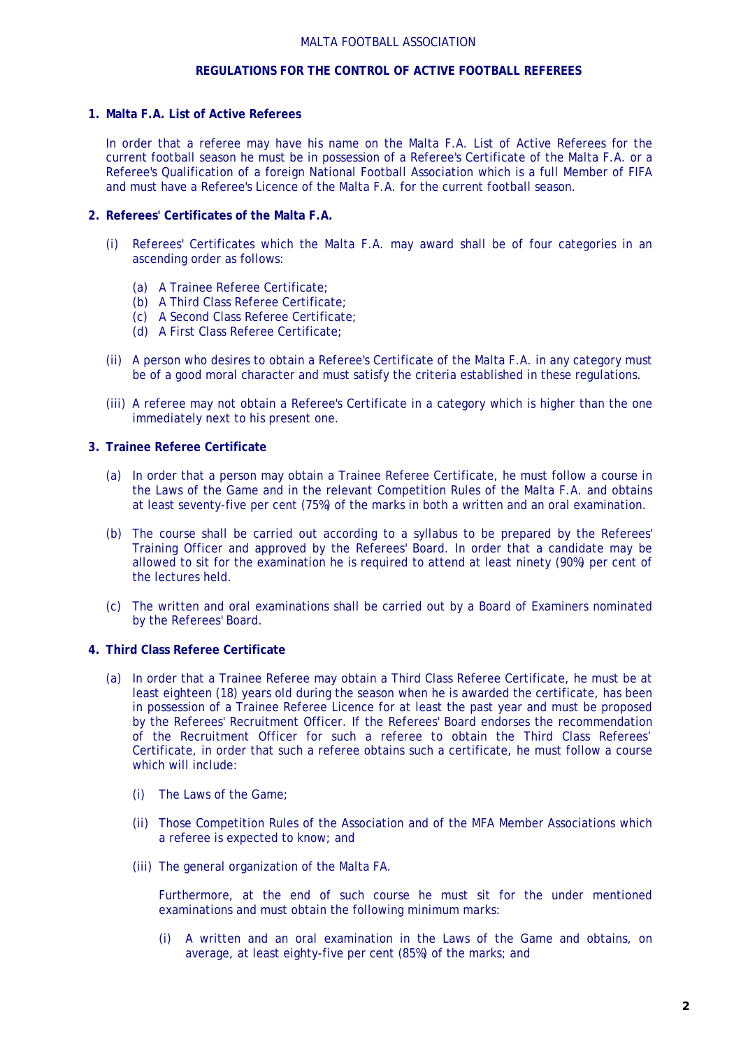MALTA FOOTBALL ASSOCIATION

# REGULATIONS FOR THE CONTROL OF ACTIVE FOOTBALL REFEREES

## 1. Malta F.A. List of Active Referees

In order that a referee may have his name on the Malta F.A. List of Active Referees for the current football season he must be in possession of a Referee's Certificate of the Malta F.A. or a Referee's Qualification of a foreign National Football Association which is a full Member of FIFA and must have a Referee's Licence of the Malta F.A. for the current football season.

## 2. Referees' Certificates of the Malta F.A.

(i) Referees' Certificates which the Malta F.A. may award shall be of four categories in an ascending order as follows:

- (a) A Trainee Referee Certificate;
- (b) A Third Class Referee Certificate;
- (c) A Second Class Referee Certificate;
- (d) A First Class Referee Certificate;

(ii) A person who desires to obtain a Referee's Certificate of the Malta F.A. in any category must be of a good moral character and must satisfy the criteria established in these regulations.

(iii) A referee may not obtain a Referee's Certificate in a category which is higher than the one immediately next to his present one.

## 3. Trainee Referee Certificate

(a) In order that a person may obtain a Trainee Referee Certificate, he must follow a course in the Laws of the Game and in the relevant Competition Rules of the Malta F.A. and obtains at least seventy-five per cent (75%) of the marks in both a written and an oral examination.

(b) The course shall be carried out according to a syllabus to be prepared by the Referees' Training Officer and approved by the Referees' Board. In order that a candidate may be allowed to sit for the examination he is required to attend at least ninety (90%) per cent of the lectures held.

(c) The written and oral examinations shall be carried out by a Board of Examiners nominated by the Referees' Board.

## 4. Third Class Referee Certificate

(a) In order that a Trainee Referee may obtain a Third Class Referee Certificate, he must be at least eighteen (18) years old during the season when he is awarded the certificate, has been in possession of a Trainee Referee Licence for at least the past year and must be proposed by the Referees' Recruitment Officer. If the Referees' Board endorses the recommendation of the Recruitment Officer for such a referee to obtain the Third Class Referees' Certificate, in order that such a referee obtains such a certificate, he must follow a course which will include:

(i) The Laws of the Game;

(ii) Those Competition Rules of the Association and of the MFA Member Associations which a referee is expected to know; and

(iii) The general organization of the Malta FA.

Furthermore, at the end of such course he must sit for the under mentioned examinations and must obtain the following minimum marks:

(i) A written and an oral examination in the Laws of the Game and obtains, on average, at least eighty-five per cent (85%) of the marks; and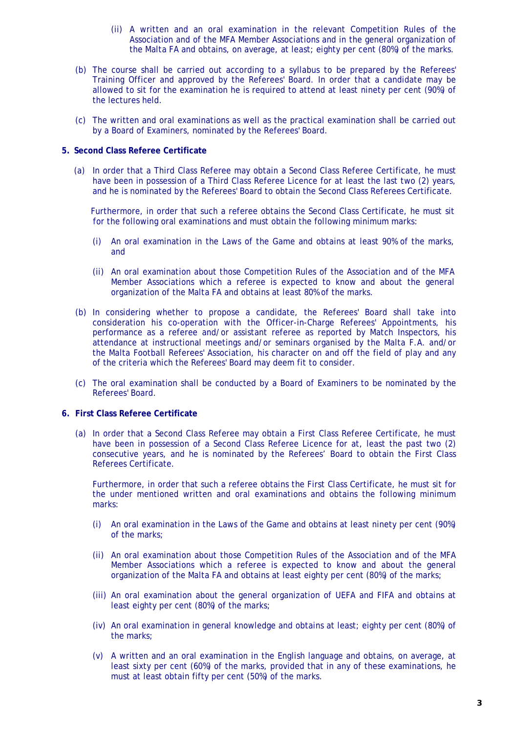(ii) A written and an oral examination in the relevant Competition Rules of the Association and of the MFA Member Associations and in the general organization of the Malta FA and obtains, on average, at least; eighty per cent (80%) of the marks.

(b) The course shall be carried out according to a syllabus to be prepared by the Referees' Training Officer and approved by the Referees' Board. In order that a candidate may be allowed to sit for the examination he is required to attend at least ninety per cent (90%) of the lectures held.

(c) The written and oral examinations as well as the practical examination shall be carried out by a Board of Examiners, nominated by the Referees' Board.

**5. Second Class Referee Certificate**

(a) In order that a Third Class Referee may obtain a Second Class Referee Certificate, he must have been in possession of a Third Class Referee Licence for at least the last two (2) years, and he is nominated by the Referees' Board to obtain the Second Class Referees Certificate.

Furthermore, in order that such a referee obtains the Second Class Certificate, he must sit for the following oral examinations and must obtain the following minimum marks:

(i) An oral examination in the Laws of the Game and obtains at least 90% of the marks, and

(ii) An oral examination about those Competition Rules of the Association and of the MFA Member Associations which a referee is expected to know and about the general organization of the Malta FA and obtains at least 80% of the marks.

(b) In considering whether to propose a candidate, the Referees' Board shall take into consideration his co-operation with the Officer-in-Charge Referees' Appointments, his performance as a referee and/or assistant referee as reported by Match Inspectors, his attendance at instructional meetings and/or seminars organised by the Malta F.A. and/or the Malta Football Referees' Association, his character on and off the field of play and any of the criteria which the Referees' Board may deem fit to consider.

(c) The oral examination shall be conducted by a Board of Examiners to be nominated by the Referees' Board.

**6. First Class Referee Certificate**

(a) In order that a Second Class Referee may obtain a First Class Referee Certificate, he must have been in possession of a Second Class Referee Licence for at, least the past two (2) consecutive years, and he is nominated by the Referees' Board to obtain the First Class Referees Certificate.

Furthermore, in order that such a referee obtains the First Class Certificate, he must sit for the under mentioned written and oral examinations and obtains the following minimum marks:

(i) An oral examination in the Laws of the Game and obtains at least ninety per cent (90%) of the marks;

(ii) An oral examination about those Competition Rules of the Association and of the MFA Member Associations which a referee is expected to know and about the general organization of the Malta FA and obtains at least eighty per cent (80%) of the marks;

(iii) An oral examination about the general organization of UEFA and FIFA and obtains at least eighty per cent (80%) of the marks;

(iv) An oral examination in general knowledge and obtains at least; eighty per cent (80%) of the marks;

(v) A written and an oral examination in the English language and obtains, on average, at least sixty per cent (60%) of the marks, provided that in any of these examinations, he must at least obtain fifty per cent (50%) of the marks.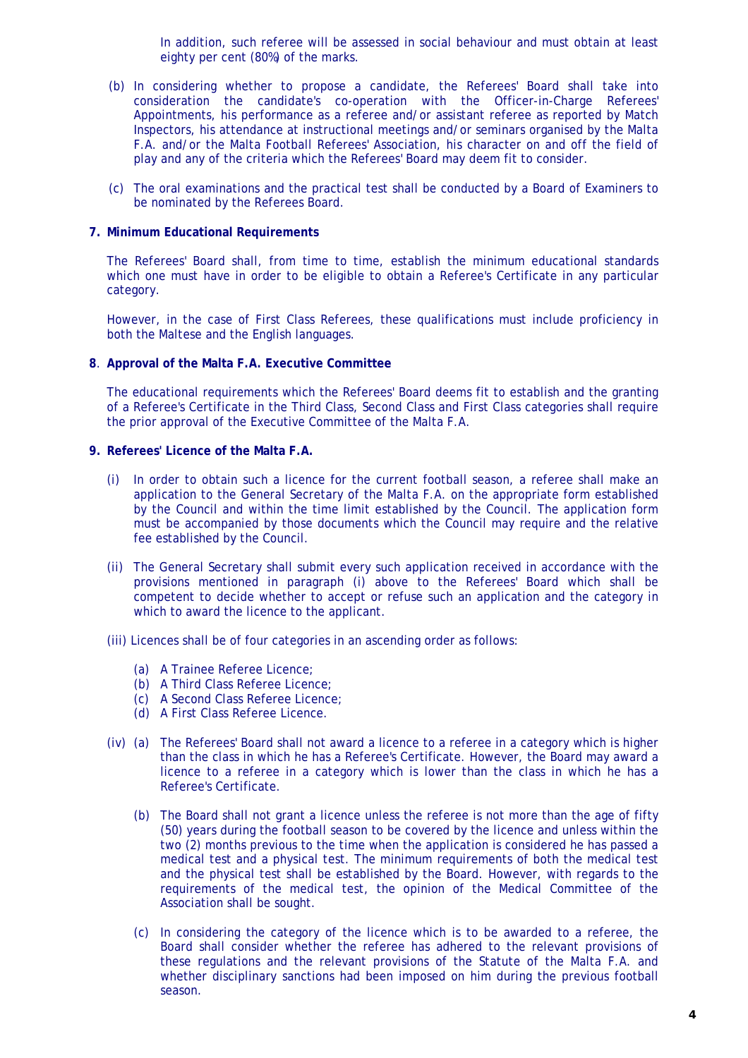In addition, such referee will be assessed in social behaviour and must obtain at least eighty per cent (80%) of the marks.

(b) In considering whether to propose a candidate, the Referees' Board shall take into consideration the candidate's co-operation with the Officer-in-Charge Referees' Appointments, his performance as a referee and/or assistant referee as reported by Match Inspectors, his attendance at instructional meetings and/or seminars organised by the Malta F.A. and/or the Malta Football Referees' Association, his character on and off the field of play and any of the criteria which the Referees' Board may deem fit to consider.

(c) The oral examinations and the practical test shall be conducted by a Board of Examiners to be nominated by the Referees Board.

**7. Minimum Educational Requirements**

The Referees' Board shall, from time to time, establish the minimum educational standards which one must have in order to be eligible to obtain a Referee's Certificate in any particular category.

However, in the case of First Class Referees, these qualifications must include proficiency in both the Maltese and the English languages.

**8. Approval of the Malta F.A. Executive Committee**

The educational requirements which the Referees' Board deems fit to establish and the granting of a Referee's Certificate in the Third Class, Second Class and First Class categories shall require the prior approval of the Executive Committee of the Malta F.A.

**9. Referees' Licence of the Malta F.A.**

(i) In order to obtain such a licence for the current football season, a referee shall make an application to the General Secretary of the Malta F.A. on the appropriate form established by the Council and within the time limit established by the Council. The application form must be accompanied by those documents which the Council may require and the relative fee established by the Council.

(ii) The General Secretary shall submit every such application received in accordance with the provisions mentioned in paragraph (i) above to the Referees' Board which shall be competent to decide whether to accept or refuse such an application and the category in which to award the licence to the applicant.

(iii) Licences shall be of four categories in an ascending order as follows:

- (a) A Trainee Referee Licence;
- (b) A Third Class Referee Licence;
- (c) A Second Class Referee Licence;
- (d) A First Class Referee Licence.

(iv) (a) The Referees' Board shall not award a licence to a referee in a category which is higher than the class in which he has a Referee's Certificate. However, the Board may award a licence to a referee in a category which is lower than the class in which he has a Referee's Certificate.

(b) The Board shall not grant a licence unless the referee is not more than the age of fifty (50) years during the football season to be covered by the licence and unless within the two (2) months previous to the time when the application is considered he has passed a medical test and a physical test. The minimum requirements of both the medical test and the physical test shall be established by the Board. However, with regards to the requirements of the medical test, the opinion of the Medical Committee of the Association shall be sought.

(c) In considering the category of the licence which is to be awarded to a referee, the Board shall consider whether the referee has adhered to the relevant provisions of these regulations and the relevant provisions of the Statute of the Malta F.A. and whether disciplinary sanctions had been imposed on him during the previous football season.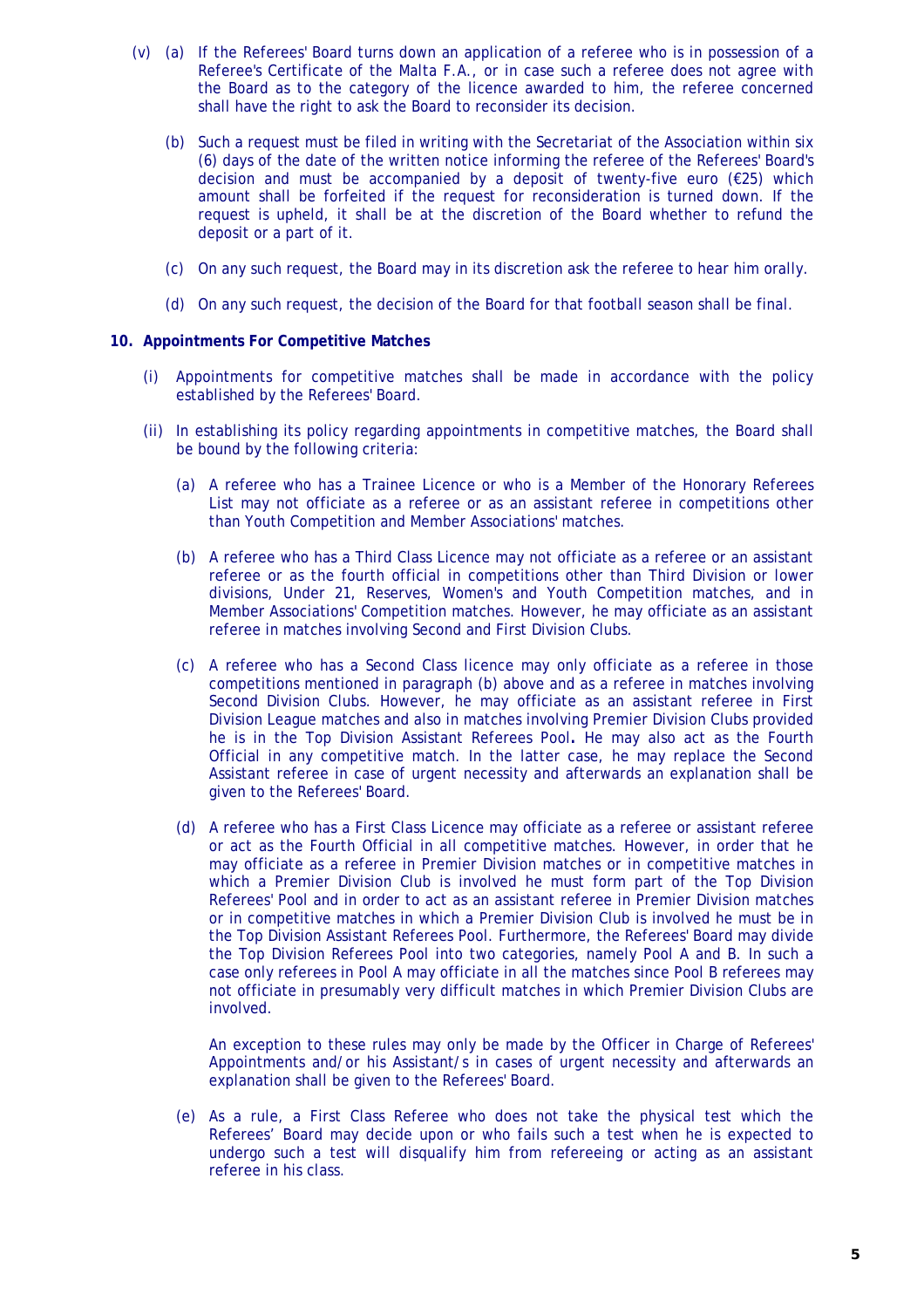(v) (a) If the Referees' Board turns down an application of a referee who is in possession of a Referee's Certificate of the Malta F.A., or in case such a referee does not agree with the Board as to the category of the licence awarded to him, the referee concerned shall have the right to ask the Board to reconsider its decision.

(b) Such a request must be filed in writing with the Secretariat of the Association within six (6) days of the date of the written notice informing the referee of the Referees' Board's decision and must be accompanied by a deposit of twenty-five euro (€25) which amount shall be forfeited if the request for reconsideration is turned down. If the request is upheld, it shall be at the discretion of the Board whether to refund the deposit or a part of it.

(c) On any such request, the Board may in its discretion ask the referee to hear him orally.

(d) On any such request, the decision of the Board for that football season shall be final.

**10. Appointments For Competitive Matches**

(i) Appointments for competitive matches shall be made in accordance with the policy established by the Referees' Board.

(ii) In establishing its policy regarding appointments in competitive matches, the Board shall be bound by the following criteria:

(a) A referee who has a Trainee Licence or who is a Member of the Honorary Referees List may not officiate as a referee or as an assistant referee in competitions other than Youth Competition and Member Associations' matches.

(b) A referee who has a Third Class Licence may not officiate as a referee or an assistant referee or as the fourth official in competitions other than Third Division or lower divisions, Under 21, Reserves, Women's and Youth Competition matches, and in Member Associations' Competition matches. However, he may officiate as an assistant referee in matches involving Second and First Division Clubs.

(c) A referee who has a Second Class licence may only officiate as a referee in those competitions mentioned in paragraph (b) above and as a referee in matches involving Second Division Clubs. However, he may officiate as an assistant referee in First Division League matches and also in matches involving Premier Division Clubs provided he is in the Top Division Assistant Referees Pool**.** He may also act as the Fourth Official in any competitive match. In the latter case, he may replace the Second Assistant referee in case of urgent necessity and afterwards an explanation shall be given to the Referees' Board.

(d) A referee who has a First Class Licence may officiate as a referee or assistant referee or act as the Fourth Official in all competitive matches. However, in order that he may officiate as a referee in Premier Division matches or in competitive matches in which a Premier Division Club is involved he must form part of the Top Division Referees' Pool and in order to act as an assistant referee in Premier Division matches or in competitive matches in which a Premier Division Club is involved he must be in the Top Division Assistant Referees Pool. Furthermore, the Referees' Board may divide the Top Division Referees Pool into two categories, namely Pool A and B. In such a case only referees in Pool A may officiate in all the matches since Pool B referees may not officiate in presumably very difficult matches in which Premier Division Clubs are involved.

An exception to these rules may only be made by the Officer in Charge of Referees' Appointments and/or his Assistant/s in cases of urgent necessity and afterwards an explanation shall be given to the Referees' Board.

(e) As a rule, a First Class Referee who does not take the physical test which the Referees' Board may decide upon or who fails such a test when he is expected to undergo such a test will disqualify him from refereeing or acting as an assistant referee in his class.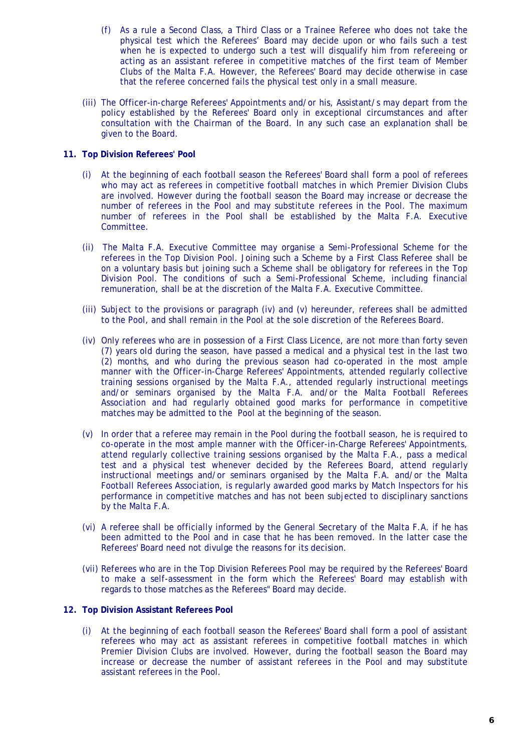(f) As a rule a Second Class, a Third Class or a Trainee Referee who does not take the physical test which the Referees' Board may decide upon or who fails such a test when he is expected to undergo such a test will disqualify him from refereeing or acting as an assistant referee in competitive matches of the first team of Member Clubs of the Malta F.A. However, the Referees' Board may decide otherwise in case that the referee concerned fails the physical test only in a small measure.

(iii) The Officer-in-charge Referees' Appointments and/or his, Assistant/s may depart from the policy established by the Referees' Board only in exceptional circumstances and after consultation with the Chairman of the Board. In any such case an explanation shall be given to the Board.

**11. Top Division Referees' Pool**

(i) At the beginning of each football season the Referees' Board shall form a pool of referees who may act as referees in competitive football matches in which Premier Division Clubs are involved. However during the football season the Board may increase or decrease the number of referees in the Pool and may substitute referees in the Pool. The maximum number of referees in the Pool shall be established by the Malta F.A. Executive Committee.

(ii) The Malta F.A. Executive Committee may organise a Semi-Professional Scheme for the referees in the Top Division Pool. Joining such a Scheme by a First Class Referee shall be on a voluntary basis but joining such a Scheme shall be obligatory for referees in the Top Division Pool. The conditions of such a Semi-Professional Scheme, including financial remuneration, shall be at the discretion of the Malta F.A. Executive Committee.

(iii) Subject to the provisions or paragraph (iv) and (v) hereunder, referees shall be admitted to the Pool, and shall remain in the Pool at the sole discretion of the Referees Board.

(iv) Only referees who are in possession of a First Class Licence, are not more than forty seven (7) years old during the season, have passed a medical and a physical test in the last two (2) months, and who during the previous season had co-operated in the most ample manner with the Officer-in-Charge Referees' Appointments, attended regularly collective training sessions organised by the Malta F.A., attended regularly instructional meetings and/or seminars organised by the Malta F.A. and/or the Malta Football Referees Association and had regularly obtained good marks for performance in competitive matches may be admitted to the Pool at the beginning of the season.

(v) In order that a referee may remain in the Pool during the football season, he is required to co-operate in the most ample manner with the Officer-in-Charge Referees' Appointments, attend regularly collective training sessions organised by the Malta F.A., pass a medical test and a physical test whenever decided by the Referees Board, attend regularly instructional meetings and/or seminars organised by the Malta F.A. and/or the Malta Football Referees Association, is regularly awarded good marks by Match Inspectors for his performance in competitive matches and has not been subjected to disciplinary sanctions by the Malta F.A.

(vi) A referee shall be officially informed by the General Secretary of the Malta F.A. if he has been admitted to the Pool and in case that he has been removed. In the latter case the Referees' Board need not divulge the reasons for its decision.

(vii) Referees who are in the Top Division Referees Pool may be required by the Referees' Board to make a self-assessment in the form which the Referees' Board may establish with regards to those matches as the Referees" Board may decide.

**12. Top Division Assistant Referees Pool**

(i) At the beginning of each football season the Referees' Board shall form a pool of assistant referees who may act as assistant referees in competitive football matches in which Premier Division Clubs are involved. However, during the football season the Board may increase or decrease the number of assistant referees in the Pool and may substitute assistant referees in the Pool.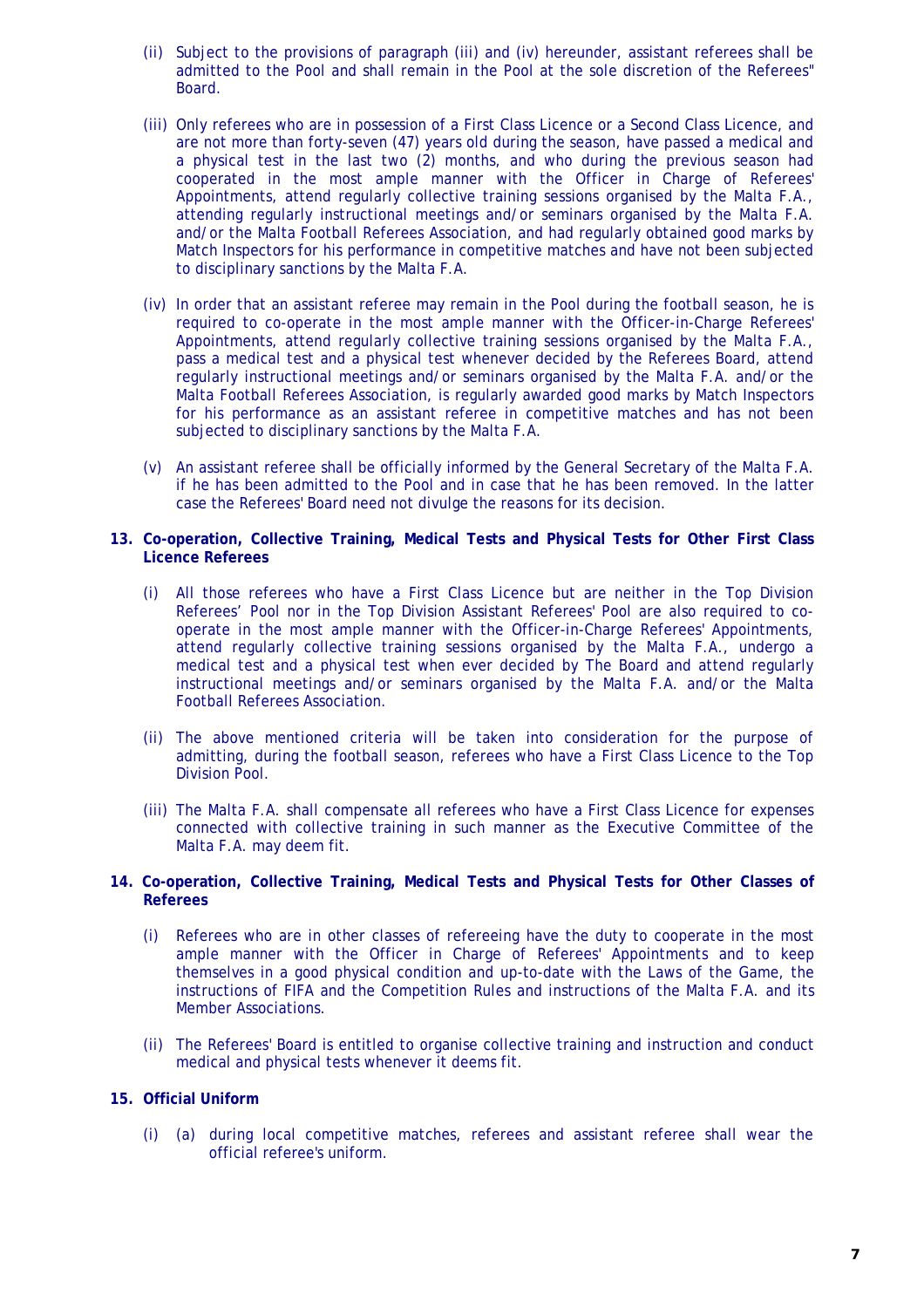(ii) Subject to the provisions of paragraph (iii) and (iv) hereunder, assistant referees shall be admitted to the Pool and shall remain in the Pool at the sole discretion of the Referees" Board.

(iii) Only referees who are in possession of a First Class Licence or a Second Class Licence, and are not more than forty-seven (47) years old during the season, have passed a medical and a physical test in the last two (2) months, and who during the previous season had cooperated in the most ample manner with the Officer in Charge of Referees' Appointments, attend regularly collective training sessions organised by the Malta F.A., attending regularly instructional meetings and/or seminars organised by the Malta F.A. and/or the Malta Football Referees Association, and had regularly obtained good marks by Match Inspectors for his performance in competitive matches and have not been subjected to disciplinary sanctions by the Malta F.A.

(iv) In order that an assistant referee may remain in the Pool during the football season, he is required to co-operate in the most ample manner with the Officer-in-Charge Referees' Appointments, attend regularly collective training sessions organised by the Malta F.A., pass a medical test and a physical test whenever decided by the Referees Board, attend regularly instructional meetings and/or seminars organised by the Malta F.A. and/or the Malta Football Referees Association, is regularly awarded good marks by Match Inspectors for his performance as an assistant referee in competitive matches and has not been subjected to disciplinary sanctions by the Malta F.A.

(v) An assistant referee shall be officially informed by the General Secretary of the Malta F.A. if he has been admitted to the Pool and in case that he has been removed. In the latter case the Referees' Board need not divulge the reasons for its decision.

**13. Co-operation, Collective Training, Medical Tests and Physical Tests for Other First Class Licence Referees**

(i) All those referees who have a First Class Licence but are neither in the Top Division Referees' Pool nor in the Top Division Assistant Referees' Pool are also required to co-operate in the most ample manner with the Officer-in-Charge Referees' Appointments, attend regularly collective training sessions organised by the Malta F.A., undergo a medical test and a physical test when ever decided by The Board and attend regularly instructional meetings and/or seminars organised by the Malta F.A. and/or the Malta Football Referees Association.

(ii) The above mentioned criteria will be taken into consideration for the purpose of admitting, during the football season, referees who have a First Class Licence to the Top Division Pool.

(iii) The Malta F.A. shall compensate all referees who have a First Class Licence for expenses connected with collective training in such manner as the Executive Committee of the Malta F.A. may deem fit.

**14. Co-operation, Collective Training, Medical Tests and Physical Tests for Other Classes of Referees**

(i) Referees who are in other classes of refereeing have the duty to cooperate in the most ample manner with the Officer in Charge of Referees' Appointments and to keep themselves in a good physical condition and up-to-date with the Laws of the Game, the instructions of FIFA and the Competition Rules and instructions of the Malta F.A. and its Member Associations.

(ii) The Referees' Board is entitled to organise collective training and instruction and conduct medical and physical tests whenever it deems fit.

**15. Official Uniform**

(i) (a) during local competitive matches, referees and assistant referee shall wear the official referee's uniform.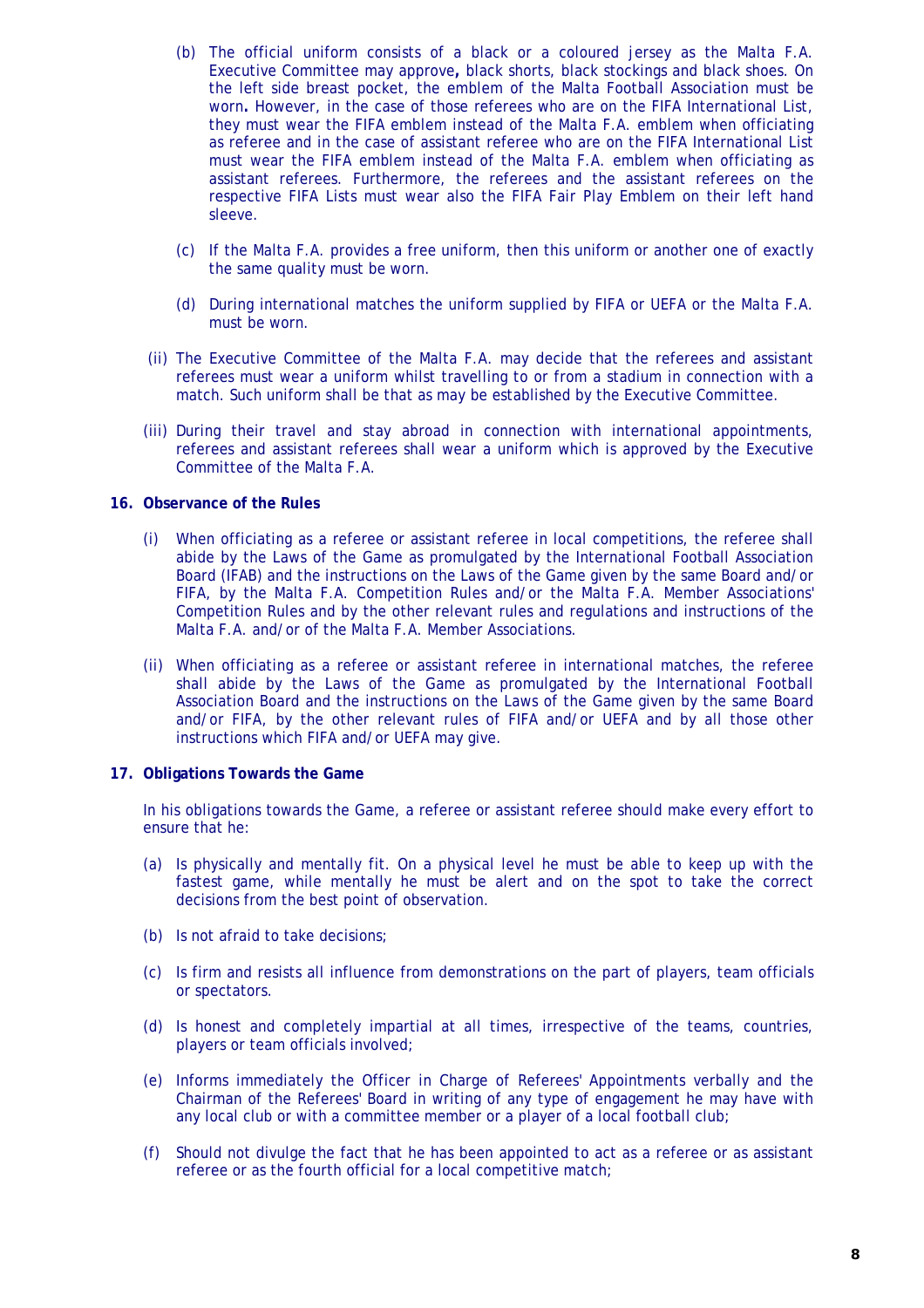(b) The official uniform consists of a black or a coloured jersey as the Malta F.A. Executive Committee may approve**,** black shorts, black stockings and black shoes. On the left side breast pocket, the emblem of the Malta Football Association must be worn**.** However, in the case of those referees who are on the FIFA International List, they must wear the FIFA emblem instead of the Malta F.A. emblem when officiating as referee and in the case of assistant referee who are on the FIFA International List must wear the FIFA emblem instead of the Malta F.A. emblem when officiating as assistant referees. Furthermore, the referees and the assistant referees on the respective FIFA Lists must wear also the FIFA Fair Play Emblem on their left hand sleeve.

(c) If the Malta F.A. provides a free uniform, then this uniform or another one of exactly the same quality must be worn.

(d) During international matches the uniform supplied by FIFA or UEFA or the Malta F.A. must be worn.

(ii) The Executive Committee of the Malta F.A. may decide that the referees and assistant referees must wear a uniform whilst travelling to or from a stadium in connection with a match. Such uniform shall be that as may be established by the Executive Committee.

(iii) During their travel and stay abroad in connection with international appointments, referees and assistant referees shall wear a uniform which is approved by the Executive Committee of the Malta F.A.

**16. Observance of the Rules**

(i) When officiating as a referee or assistant referee in local competitions, the referee shall abide by the Laws of the Game as promulgated by the International Football Association Board (IFAB) and the instructions on the Laws of the Game given by the same Board and/or FIFA, by the Malta F.A. Competition Rules and/or the Malta F.A. Member Associations' Competition Rules and by the other relevant rules and regulations and instructions of the Malta F.A. and/or of the Malta F.A. Member Associations.

(ii) When officiating as a referee or assistant referee in international matches, the referee shall abide by the Laws of the Game as promulgated by the International Football Association Board and the instructions on the Laws of the Game given by the same Board and/or FIFA, by the other relevant rules of FIFA and/or UEFA and by all those other instructions which FIFA and/or UEFA may give.

**17. Obligations Towards the Game**

In his obligations towards the Game, a referee or assistant referee should make every effort to ensure that he:

(a) Is physically and mentally fit. On a physical level he must be able to keep up with the fastest game, while mentally he must be alert and on the spot to take the correct decisions from the best point of observation.

(b) Is not afraid to take decisions;

(c) Is firm and resists all influence from demonstrations on the part of players, team officials or spectators.

(d) Is honest and completely impartial at all times, irrespective of the teams, countries, players or team officials involved;

(e) Informs immediately the Officer in Charge of Referees' Appointments verbally and the Chairman of the Referees' Board in writing of any type of engagement he may have with any local club or with a committee member or a player of a local football club;

(f) Should not divulge the fact that he has been appointed to act as a referee or as assistant referee or as the fourth official for a local competitive match;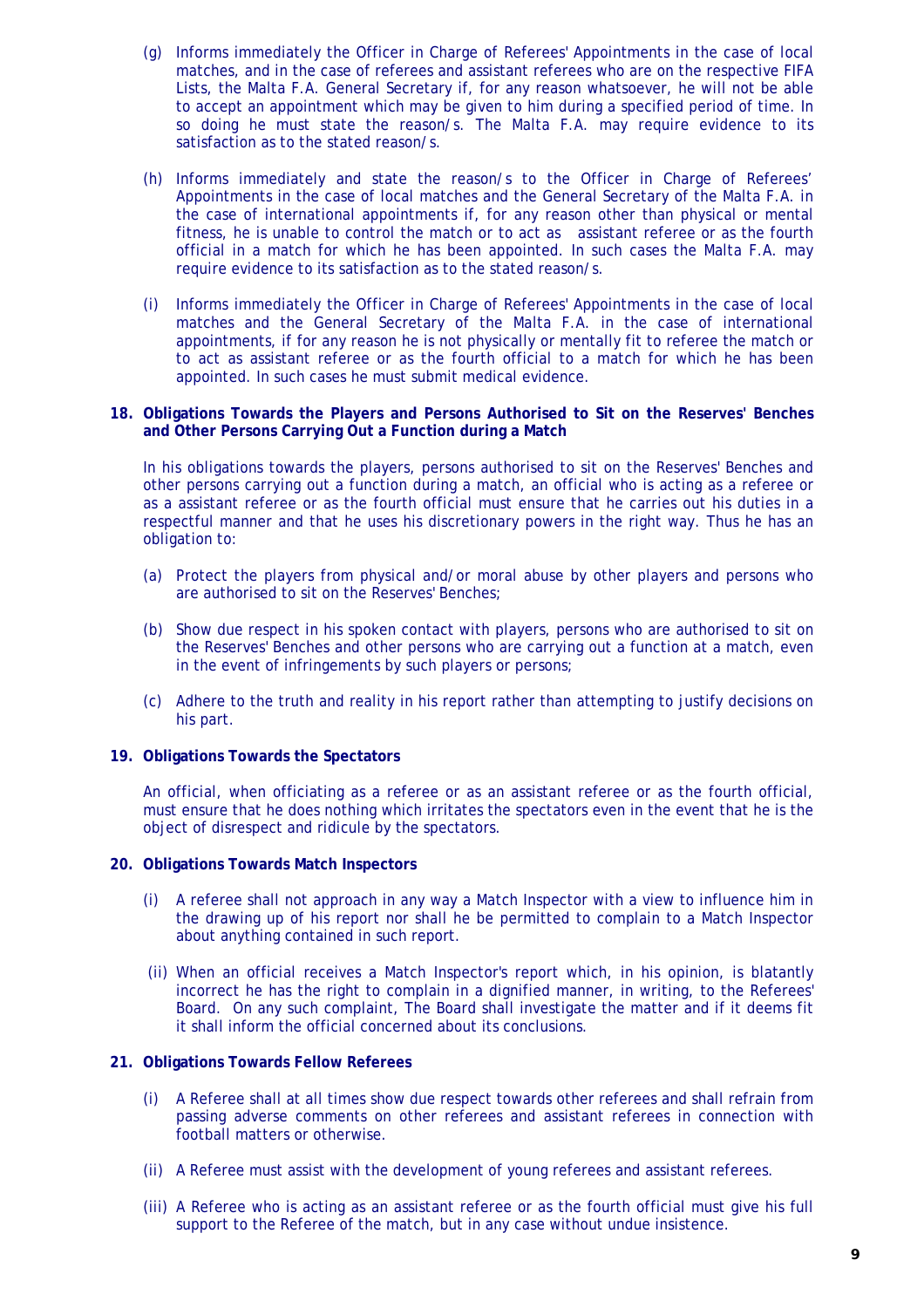(g) Informs immediately the Officer in Charge of Referees' Appointments in the case of local matches, and in the case of referees and assistant referees who are on the respective FIFA Lists, the Malta F.A. General Secretary if, for any reason whatsoever, he will not be able to accept an appointment which may be given to him during a specified period of time. In so doing he must state the reason/s. The Malta F.A. may require evidence to its satisfaction as to the stated reason/s.

(h) Informs immediately and state the reason/s to the Officer in Charge of Referees' Appointments in the case of local matches and the General Secretary of the Malta F.A. in the case of international appointments if, for any reason other than physical or mental fitness, he is unable to control the match or to act as assistant referee or as the fourth official in a match for which he has been appointed. In such cases the Malta F.A. may require evidence to its satisfaction as to the stated reason/s.

(i) Informs immediately the Officer in Charge of Referees' Appointments in the case of local matches and the General Secretary of the Malta F.A. in the case of international appointments, if for any reason he is not physically or mentally fit to referee the match or to act as assistant referee or as the fourth official to a match for which he has been appointed. In such cases he must submit medical evidence.

**18. Obligations Towards the Players and Persons Authorised to Sit on the Reserves' Benches and Other Persons Carrying Out a Function during a Match**

In his obligations towards the players, persons authorised to sit on the Reserves' Benches and other persons carrying out a function during a match, an official who is acting as a referee or as a assistant referee or as the fourth official must ensure that he carries out his duties in a respectful manner and that he uses his discretionary powers in the right way. Thus he has an obligation to:

(a) Protect the players from physical and/or moral abuse by other players and persons who are authorised to sit on the Reserves' Benches;

(b) Show due respect in his spoken contact with players, persons who are authorised to sit on the Reserves' Benches and other persons who are carrying out a function at a match, even in the event of infringements by such players or persons;

(c) Adhere to the truth and reality in his report rather than attempting to justify decisions on his part.

**19. Obligations Towards the Spectators**

An official, when officiating as a referee or as an assistant referee or as the fourth official, must ensure that he does nothing which irritates the spectators even in the event that he is the object of disrespect and ridicule by the spectators.

**20. Obligations Towards Match Inspectors**

(i) A referee shall not approach in any way a Match Inspector with a view to influence him in the drawing up of his report nor shall he be permitted to complain to a Match Inspector about anything contained in such report.

(ii) When an official receives a Match Inspector's report which, in his opinion, is blatantly incorrect he has the right to complain in a dignified manner, in writing, to the Referees' Board. On any such complaint, The Board shall investigate the matter and if it deems fit it shall inform the official concerned about its conclusions.

**21. Obligations Towards Fellow Referees**

(i) A Referee shall at all times show due respect towards other referees and shall refrain from passing adverse comments on other referees and assistant referees in connection with football matters or otherwise.

(ii) A Referee must assist with the development of young referees and assistant referees.

(iii) A Referee who is acting as an assistant referee or as the fourth official must give his full support to the Referee of the match, but in any case without undue insistence.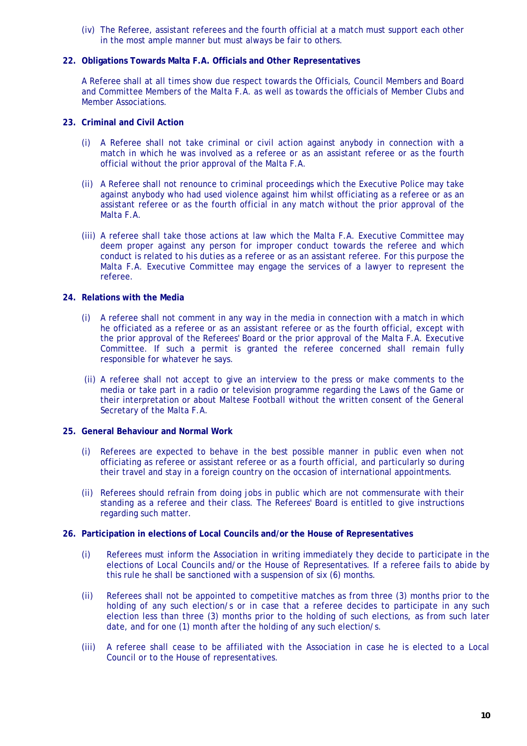(iv) The Referee, assistant referees and the fourth official at a match must support each other in the most ample manner but must always be fair to others.

## 22. Obligations Towards Malta F.A. Officials and Other Representatives

A Referee shall at all times show due respect towards the Officials, Council Members and Board and Committee Members of the Malta F.A. as well as towards the officials of Member Clubs and Member Associations.

## 23. Criminal and Civil Action

(i) A Referee shall not take criminal or civil action against anybody in connection with a match in which he was involved as a referee or as an assistant referee or as the fourth official without the prior approval of the Malta F.A.

(ii) A Referee shall not renounce to criminal proceedings which the Executive Police may take against anybody who had used violence against him whilst officiating as a referee or as an assistant referee or as the fourth official in any match without the prior approval of the Malta F.A.

(iii) A referee shall take those actions at law which the Malta F.A. Executive Committee may deem proper against any person for improper conduct towards the referee and which conduct is related to his duties as a referee or as an assistant referee. For this purpose the Malta F.A. Executive Committee may engage the services of a lawyer to represent the referee.

## 24. Relations with the Media

(i) A referee shall not comment in any way in the media in connection with a match in which he officiated as a referee or as an assistant referee or as the fourth official, except with the prior approval of the Referees' Board or the prior approval of the Malta F.A. Executive Committee. If such a permit is granted the referee concerned shall remain fully responsible for whatever he says.

(ii) A referee shall not accept to give an interview to the press or make comments to the media or take part in a radio or television programme regarding the Laws of the Game or their interpretation or about Maltese Football without the written consent of the General Secretary of the Malta F.A.

## 25. General Behaviour and Normal Work

(i) Referees are expected to behave in the best possible manner in public even when not officiating as referee or assistant referee or as a fourth official, and particularly so during their travel and stay in a foreign country on the occasion of international appointments.

(ii) Referees should refrain from doing jobs in public which are not commensurate with their standing as a referee and their class. The Referees' Board is entitled to give instructions regarding such matter.

## 26. Participation in elections of Local Councils and/or the House of Representatives

(i) Referees must inform the Association in writing immediately they decide to participate in the elections of Local Councils and/or the House of Representatives. If a referee fails to abide by this rule he shall be sanctioned with a suspension of six (6) months.

(ii) Referees shall not be appointed to competitive matches as from three (3) months prior to the holding of any such election/s or in case that a referee decides to participate in any such election less than three (3) months prior to the holding of such elections, as from such later date, and for one (1) month after the holding of any such election/s.

(iii) A referee shall cease to be affiliated with the Association in case he is elected to a Local Council or to the House of representatives.